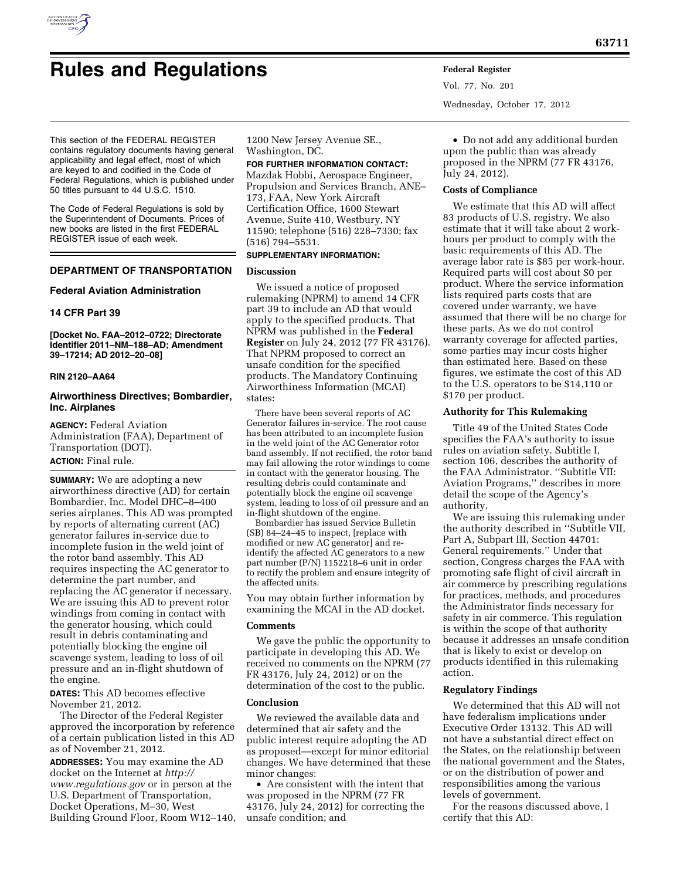# Rules and Regulations

This section of the FEDERAL REGISTER contains regulatory documents having general applicability and legal effect, most of which are keyed to and codified in the Code of Federal Regulations, which is published under 50 titles pursuant to 44 U.S.C. 1510.

The Code of Federal Regulations is sold by the Superintendent of Documents. Prices of new books are listed in the first FEDERAL REGISTER issue of each week.

## DEPARTMENT OF TRANSPORTATION

### Federal Aviation Administration

### 14 CFR Part 39

**[Docket No. FAA–2012–0722; Directorate Identifier 2011–NM–188–AD; Amendment 39–17214; AD 2012–20–08]**

**RIN 2120–AA64**

### Airworthiness Directives; Bombardier, Inc. Airplanes

**AGENCY:** Federal Aviation Administration (FAA), Department of Transportation (DOT).

**ACTION:** Final rule.

**SUMMARY:** We are adopting a new airworthiness directive (AD) for certain Bombardier, Inc. Model DHC–8–400 series airplanes. This AD was prompted by reports of alternating current (AC) generator failures in-service due to incomplete fusion in the weld joint of the rotor band assembly. This AD requires inspecting the AC generator to determine the part number, and replacing the AC generator if necessary. We are issuing this AD to prevent rotor windings from coming in contact with the generator housing, which could result in debris contaminating and potentially blocking the engine oil scavenge system, leading to loss of oil pressure and an in-flight shutdown of the engine.

**DATES:** This AD becomes effective November 21, 2012.

The Director of the Federal Register approved the incorporation by reference of a certain publication listed in this AD as of November 21, 2012.

**ADDRESSES:** You may examine the AD docket on the Internet at *http://www.regulations.gov* or in person at the U.S. Department of Transportation, Docket Operations, M–30, West Building Ground Floor, Room W12–140, 1200 New Jersey Avenue SE., Washington, DC.

**FOR FURTHER INFORMATION CONTACT:** Mazdak Hobbi, Aerospace Engineer, Propulsion and Services Branch, ANE–173, FAA, New York Aircraft Certification Office, 1600 Stewart Avenue, Suite 410, Westbury, NY 11590; telephone (516) 228–7330; fax (516) 794–5531.

**SUPPLEMENTARY INFORMATION:**

#### Discussion

We issued a notice of proposed rulemaking (NPRM) to amend 14 CFR part 39 to include an AD that would apply to the specified products. That NPRM was published in the **Federal Register** on July 24, 2012 (77 FR 43176). That NPRM proposed to correct an unsafe condition for the specified products. The Mandatory Continuing Airworthiness Information (MCAI) states:

> There have been several reports of AC Generator failures in-service. The root cause has been attributed to an incomplete fusion in the weld joint of the AC Generator rotor band assembly. If not rectified, the rotor band may fail allowing the rotor windings to come in contact with the generator housing. The resulting debris could contaminate and potentially block the engine oil scavenge system, leading to loss of oil pressure and an in-flight shutdown of the engine.
>
> Bombardier has issued Service Bulletin (SB) 84–24–45 to inspect, [replace with modified or new AC generator] and re-identify the affected AC generators to a new part number (P/N) 1152218–6 unit in order to rectify the problem and ensure integrity of the affected units.

You may obtain further information by examining the MCAI in the AD docket.

#### Comments

We gave the public the opportunity to participate in developing this AD. We received no comments on the NPRM (77 FR 43176, July 24, 2012) or on the determination of the cost to the public.

#### Conclusion

We reviewed the available data and determined that air safety and the public interest require adopting the AD as proposed—except for minor editorial changes. We have determined that these minor changes:

- Are consistent with the intent that was proposed in the NPRM (77 FR 43176, July 24, 2012) for correcting the unsafe condition; and
- Do not add any additional burden upon the public than was already proposed in the NPRM (77 FR 43176, July 24, 2012).

#### Costs of Compliance

We estimate that this AD will affect 83 products of U.S. registry. We also estimate that it will take about 2 work-hours per product to comply with the basic requirements of this AD. The average labor rate is $85 per work-hour. Required parts will cost about $0 per product. Where the service information lists required parts costs that are covered under warranty, we have assumed that there will be no charge for these parts. As we do not control warranty coverage for affected parties, some parties may incur costs higher than estimated here. Based on these figures, we estimate the cost of this AD to the U.S. operators to be $14,110 or $170 per product.

#### Authority for This Rulemaking

Title 49 of the United States Code specifies the FAA's authority to issue rules on aviation safety. Subtitle I, section 106, describes the authority of the FAA Administrator. ''Subtitle VII: Aviation Programs,'' describes in more detail the scope of the Agency's authority.

We are issuing this rulemaking under the authority described in ''Subtitle VII, Part A, Subpart III, Section 44701: General requirements.'' Under that section, Congress charges the FAA with promoting safe flight of civil aircraft in air commerce by prescribing regulations for practices, methods, and procedures the Administrator finds necessary for safety in air commerce. This regulation is within the scope of that authority because it addresses an unsafe condition that is likely to exist or develop on products identified in this rulemaking action.

#### Regulatory Findings

We determined that this AD will not have federalism implications under Executive Order 13132. This AD will not have a substantial direct effect on the States, on the relationship between the national government and the States, or on the distribution of power and responsibilities among the various levels of government.

For the reasons discussed above, I certify that this AD: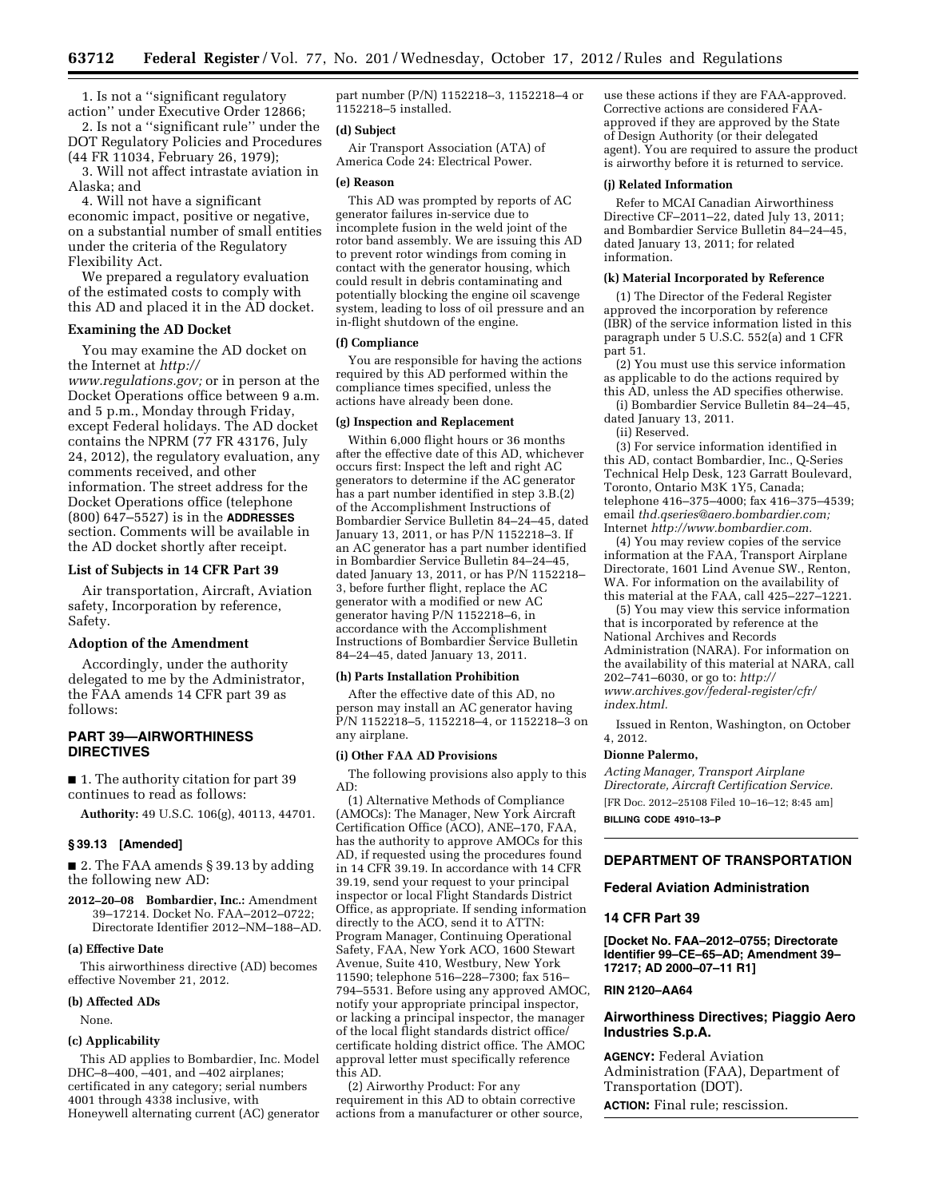1. Is not a "significant regulatory action" under Executive Order 12866;

2. Is not a "significant rule" under the DOT Regulatory Policies and Procedures (44 FR 11034, February 26, 1979);

3. Will not affect intrastate aviation in Alaska; and

4. Will not have a significant economic impact, positive or negative, on a substantial number of small entities under the criteria of the Regulatory Flexibility Act.

We prepared a regulatory evaluation of the estimated costs to comply with this AD and placed it in the AD docket.

## Examining the AD Docket

You may examine the AD docket on the Internet at *http://www.regulations.gov;* or in person at the Docket Operations office between 9 a.m. and 5 p.m., Monday through Friday, except Federal holidays. The AD docket contains the NPRM (77 FR 43176, July 24, 2012), the regulatory evaluation, any comments received, and other information. The street address for the Docket Operations office (telephone (800) 647–5527) is in the **ADDRESSES** section. Comments will be available in the AD docket shortly after receipt.

## List of Subjects in 14 CFR Part 39

Air transportation, Aircraft, Aviation safety, Incorporation by reference, Safety.

## Adoption of the Amendment

Accordingly, under the authority delegated to me by the Administrator, the FAA amends 14 CFR part 39 as follows:

## PART 39—AIRWORTHINESS DIRECTIVES

■ 1. The authority citation for part 39 continues to read as follows:

**Authority:** 49 U.S.C. 106(g), 40113, 44701.

### § 39.13 [Amended]

■ 2. The FAA amends § 39.13 by adding the following new AD:

**2012–20–08 Bombardier, Inc.:** Amendment 39–17214. Docket No. FAA–2012–0722; Directorate Identifier 2012–NM–188–AD.

**(a) Effective Date**

This airworthiness directive (AD) becomes effective November 21, 2012.

**(b) Affected ADs**

None.

**(c) Applicability**

This AD applies to Bombardier, Inc. Model DHC–8–400, –401, and –402 airplanes; certificated in any category; serial numbers 4001 through 4338 inclusive, with Honeywell alternating current (AC) generator part number (P/N) 1152218–3, 1152218–4 or 1152218–5 installed.

**(d) Subject**

Air Transport Association (ATA) of America Code 24: Electrical Power.

**(e) Reason**

This AD was prompted by reports of AC generator failures in-service due to incomplete fusion in the weld joint of the rotor band assembly. We are issuing this AD to prevent rotor windings from coming in contact with the generator housing, which could result in debris contaminating and potentially blocking the engine oil scavenge system, leading to loss of oil pressure and an in-flight shutdown of the engine.

**(f) Compliance**

You are responsible for having the actions required by this AD performed within the compliance times specified, unless the actions have already been done.

**(g) Inspection and Replacement**

Within 6,000 flight hours or 36 months after the effective date of this AD, whichever occurs first: Inspect the left and right AC generators to determine if the AC generator has a part number identified in step 3.B.(2) of the Accomplishment Instructions of Bombardier Service Bulletin 84–24–45, dated January 13, 2011, or has P/N 1152218–3. If an AC generator has a part number identified in Bombardier Service Bulletin 84–24–45, dated January 13, 2011, or has P/N 1152218–3, before further flight, replace the AC generator with a modified or new AC generator having P/N 1152218–6, in accordance with the Accomplishment Instructions of Bombardier Service Bulletin 84–24–45, dated January 13, 2011.

**(h) Parts Installation Prohibition**

After the effective date of this AD, no person may install an AC generator having P/N 1152218–5, 1152218–4, or 1152218–3 on any airplane.

**(i) Other FAA AD Provisions**

The following provisions also apply to this AD:

(1) Alternative Methods of Compliance (AMOCs): The Manager, New York Aircraft Certification Office (ACO), ANE–170, FAA, has the authority to approve AMOCs for this AD, if requested using the procedures found in 14 CFR 39.19. In accordance with 14 CFR 39.19, send your request to your principal inspector or local Flight Standards District Office, as appropriate. If sending information directly to the ACO, send it to ATTN: Program Manager, Continuing Operational Safety, FAA, New York ACO, 1600 Stewart Avenue, Suite 410, Westbury, New York 11590; telephone 516–228–7300; fax 516–794–5531. Before using any approved AMOC, notify your appropriate principal inspector, or lacking a principal inspector, the manager of the local flight standards district office/certificate holding district office. The AMOC approval letter must specifically reference this AD.

(2) Airworthy Product: For any requirement in this AD to obtain corrective actions from a manufacturer or other source, use these actions if they are FAA-approved. Corrective actions are considered FAA-approved if they are approved by the State of Design Authority (or their delegated agent). You are required to assure the product is airworthy before it is returned to service.

**(j) Related Information**

Refer to MCAI Canadian Airworthiness Directive CF–2011–22, dated July 13, 2011; and Bombardier Service Bulletin 84–24–45, dated January 13, 2011; for related information.

**(k) Material Incorporated by Reference**

(1) The Director of the Federal Register approved the incorporation by reference (IBR) of the service information listed in this paragraph under 5 U.S.C. 552(a) and 1 CFR part 51.

(2) You must use this service information as applicable to do the actions required by this AD, unless the AD specifies otherwise.

(i) Bombardier Service Bulletin 84–24–45, dated January 13, 2011.

(ii) Reserved.

(3) For service information identified in this AD, contact Bombardier, Inc., Q-Series Technical Help Desk, 123 Garratt Boulevard, Toronto, Ontario M3K 1Y5, Canada; telephone 416–375–4000; fax 416–375–4539; email *thd.qseries@aero.bombardier.com;* Internet *http://www.bombardier.com.*

(4) You may review copies of the service information at the FAA, Transport Airplane Directorate, 1601 Lind Avenue SW., Renton, WA. For information on the availability of this material at the FAA, call 425–227–1221.

(5) You may view this service information that is incorporated by reference at the National Archives and Records Administration (NARA). For information on the availability of this material at NARA, call 202–741–6030, or go to: *http://www.archives.gov/federal-register/cfr/index.html.*

Issued in Renton, Washington, on October 4, 2012.

**Dionne Palermo,**

*Acting Manager, Transport Airplane Directorate, Aircraft Certification Service.*

[FR Doc. 2012–25108 Filed 10–16–12; 8:45 am]

**BILLING CODE 4910–13–P**

---

## DEPARTMENT OF TRANSPORTATION

## Federal Aviation Administration

## 14 CFR Part 39

**[Docket No. FAA–2012–0755; Directorate Identifier 99–CE–65–AD; Amendment 39–17217; AD 2000–07–11 R1]**

**RIN 2120–AA64**

## Airworthiness Directives; Piaggio Aero Industries S.p.A.

**AGENCY:** Federal Aviation Administration (FAA), Department of Transportation (DOT).

**ACTION:** Final rule; rescission.